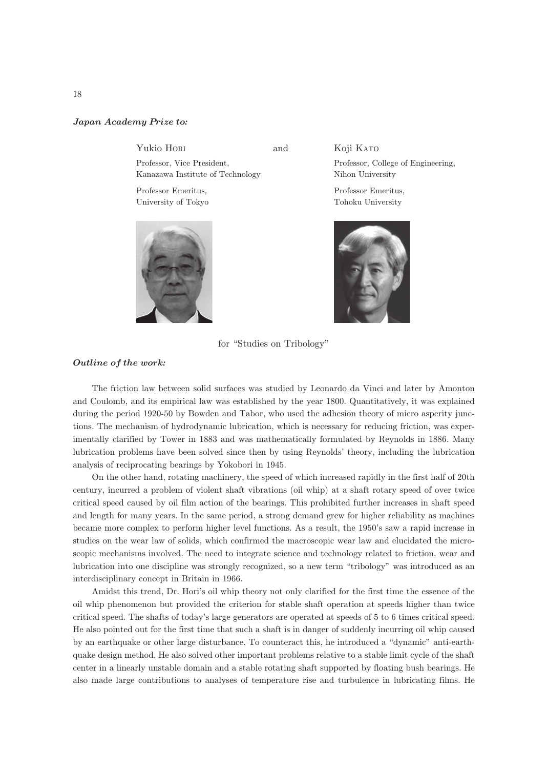***Japan Academy Prize to:***

Yukio HORI

Professor, Vice President,
Kanazawa Institute of Technology

Professor Emeritus,
University of Tokyo

and

Koji KATO

Professor, College of Engineering,
Nihon University

Professor Emeritus,
Tohoku University

for "Studies on Tribology"

***Outline of the work:***

The friction law between solid surfaces was studied by Leonardo da Vinci and later by Amonton and Coulomb, and its empirical law was established by the year 1800. Quantitatively, it was explained during the period 1920-50 by Bowden and Tabor, who used the adhesion theory of micro asperity junctions. The mechanism of hydrodynamic lubrication, which is necessary for reducing friction, was experimentally clarified by Tower in 1883 and was mathematically formulated by Reynolds in 1886. Many lubrication problems have been solved since then by using Reynolds' theory, including the lubrication analysis of reciprocating bearings by Yokobori in 1945.

On the other hand, rotating machinery, the speed of which increased rapidly in the first half of 20th century, incurred a problem of violent shaft vibrations (oil whip) at a shaft rotary speed of over twice critical speed caused by oil film action of the bearings. This prohibited further increases in shaft speed and length for many years. In the same period, a strong demand grew for higher reliability as machines became more complex to perform higher level functions. As a result, the 1950's saw a rapid increase in studies on the wear law of solids, which confirmed the macroscopic wear law and elucidated the microscopic mechanisms involved. The need to integrate science and technology related to friction, wear and lubrication into one discipline was strongly recognized, so a new term "tribology" was introduced as an interdisciplinary concept in Britain in 1966.

Amidst this trend, Dr. Hori's oil whip theory not only clarified for the first time the essence of the oil whip phenomenon but provided the criterion for stable shaft operation at speeds higher than twice critical speed. The shafts of today's large generators are operated at speeds of 5 to 6 times critical speed. He also pointed out for the first time that such a shaft is in danger of suddenly incurring oil whip caused by an earthquake or other large disturbance. To counteract this, he introduced a "dynamic" anti-earthquake design method. He also solved other important problems relative to a stable limit cycle of the shaft center in a linearly unstable domain and a stable rotating shaft supported by floating bush bearings. He also made large contributions to analyses of temperature rise and turbulence in lubricating films. He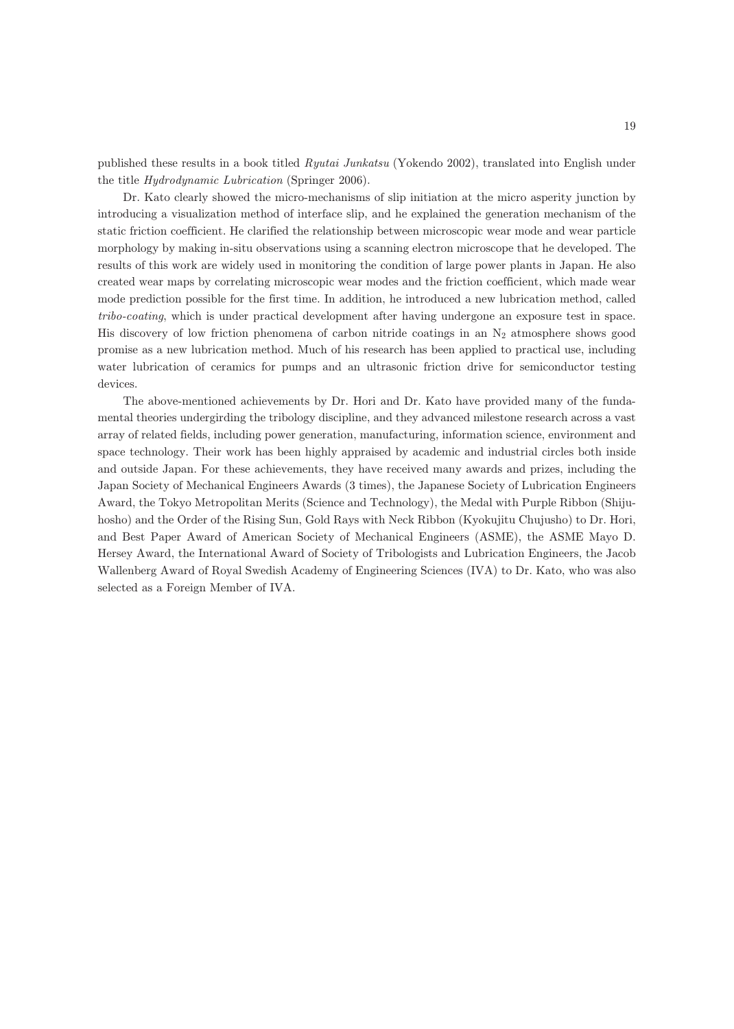published these results in a book titled *Ryutai Junkatsu* (Yokendo 2002), translated into English under the title *Hydrodynamic Lubrication* (Springer 2006).

Dr. Kato clearly showed the micro-mechanisms of slip initiation at the micro asperity junction by introducing a visualization method of interface slip, and he explained the generation mechanism of the static friction coefficient. He clarified the relationship between microscopic wear mode and wear particle morphology by making in-situ observations using a scanning electron microscope that he developed. The results of this work are widely used in monitoring the condition of large power plants in Japan. He also created wear maps by correlating microscopic wear modes and the friction coefficient, which made wear mode prediction possible for the first time. In addition, he introduced a new lubrication method, called *tribo-coating*, which is under practical development after having undergone an exposure test in space. His discovery of low friction phenomena of carbon nitride coatings in an $N_2$ atmosphere shows good promise as a new lubrication method. Much of his research has been applied to practical use, including water lubrication of ceramics for pumps and an ultrasonic friction drive for semiconductor testing devices.

The above-mentioned achievements by Dr. Hori and Dr. Kato have provided many of the fundamental theories undergirding the tribology discipline, and they advanced milestone research across a vast array of related fields, including power generation, manufacturing, information science, environment and space technology. Their work has been highly appraised by academic and industrial circles both inside and outside Japan. For these achievements, they have received many awards and prizes, including the Japan Society of Mechanical Engineers Awards (3 times), the Japanese Society of Lubrication Engineers Award, the Tokyo Metropolitan Merits (Science and Technology), the Medal with Purple Ribbon (Shijuhosho) and the Order of the Rising Sun, Gold Rays with Neck Ribbon (Kyokujitu Chujusho) to Dr. Hori, and Best Paper Award of American Society of Mechanical Engineers (ASME), the ASME Mayo D. Hersey Award, the International Award of Society of Tribologists and Lubrication Engineers, the Jacob Wallenberg Award of Royal Swedish Academy of Engineering Sciences (IVA) to Dr. Kato, who was also selected as a Foreign Member of IVA.